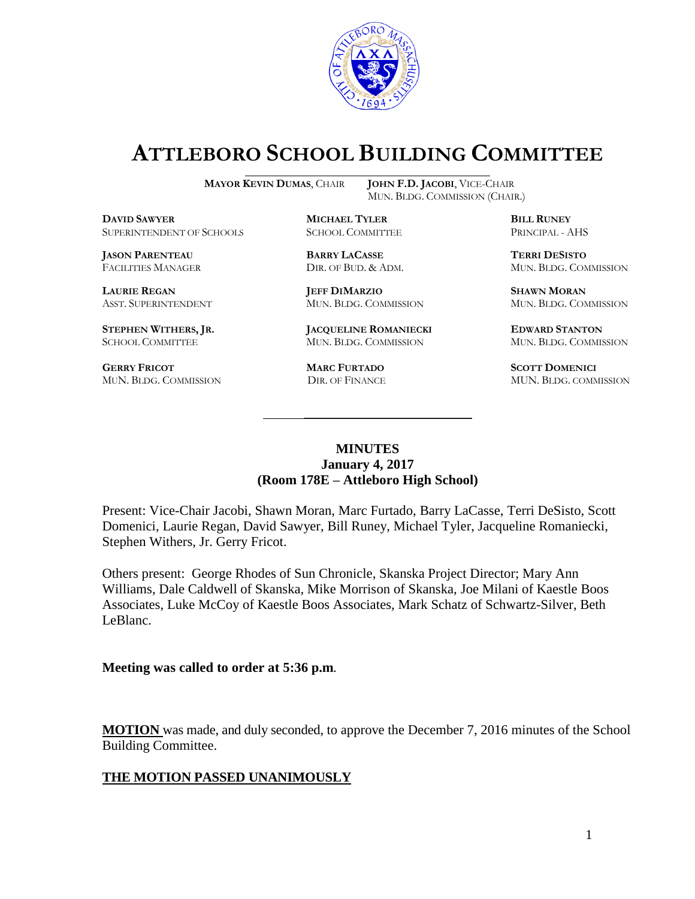# ATTLEBORO SCHOOL BUILDING COMMITTEE

**MAYOR KEVIN DUMAS**, CHAIR **JOHN F.D. JACOBI**, VICE-CHAIR
MUN. BLDG. COMMISSION (CHAIR.)

**DAVID SAWYER**
SUPERINTENDENT OF SCHOOLS

**MICHAEL TYLER**
SCHOOL COMMITTEE

**BILL RUNEY**
PRINCIPAL - AHS

**JASON PARENTEAU**
FACILITIES MANAGER

**BARRY LACASSE**
DIR. OF BUD. & ADM.

**TERRI DESISTO**
MUN. BLDG. COMMISSION

**LAURIE REGAN**
ASST. SUPERINTENDENT

**JEFF DIMARZIO**
MUN. BLDG. COMMISSION

**SHAWN MORAN**
MUN. BLDG. COMMISSION

**STEPHEN WITHERS, JR.**
SCHOOL COMMITTEE

**JACQUELINE ROMANIECKI**
MUN. BLDG. COMMISSION

**EDWARD STANTON**
MUN. BLDG. COMMISSION

**GERRY FRICOT**
MUN. BLDG. COMMISSION

**MARC FURTADO**
DIR. OF FINANCE

**SCOTT DOMENICI**
MUN. BLDG. COMMISSION

**MINUTES**
**January 4, 2017**
**(Room 178E – Attleboro High School)**

Present: Vice-Chair Jacobi, Shawn Moran, Marc Furtado, Barry LaCasse, Terri DeSisto, Scott Domenici, Laurie Regan, David Sawyer, Bill Runey, Michael Tyler, Jacqueline Romaniecki, Stephen Withers, Jr. Gerry Fricot.

Others present: George Rhodes of Sun Chronicle, Skanska Project Director; Mary Ann Williams, Dale Caldwell of Skanska, Mike Morrison of Skanska, Joe Milani of Kaestle Boos Associates, Luke McCoy of Kaestle Boos Associates, Mark Schatz of Schwartz-Silver, Beth LeBlanc.

**Meeting was called to order at 5:36 p.m.**

**MOTION** was made, and duly seconded, to approve the December 7, 2016 minutes of the School Building Committee.

**THE MOTION PASSED UNANIMOUSLY**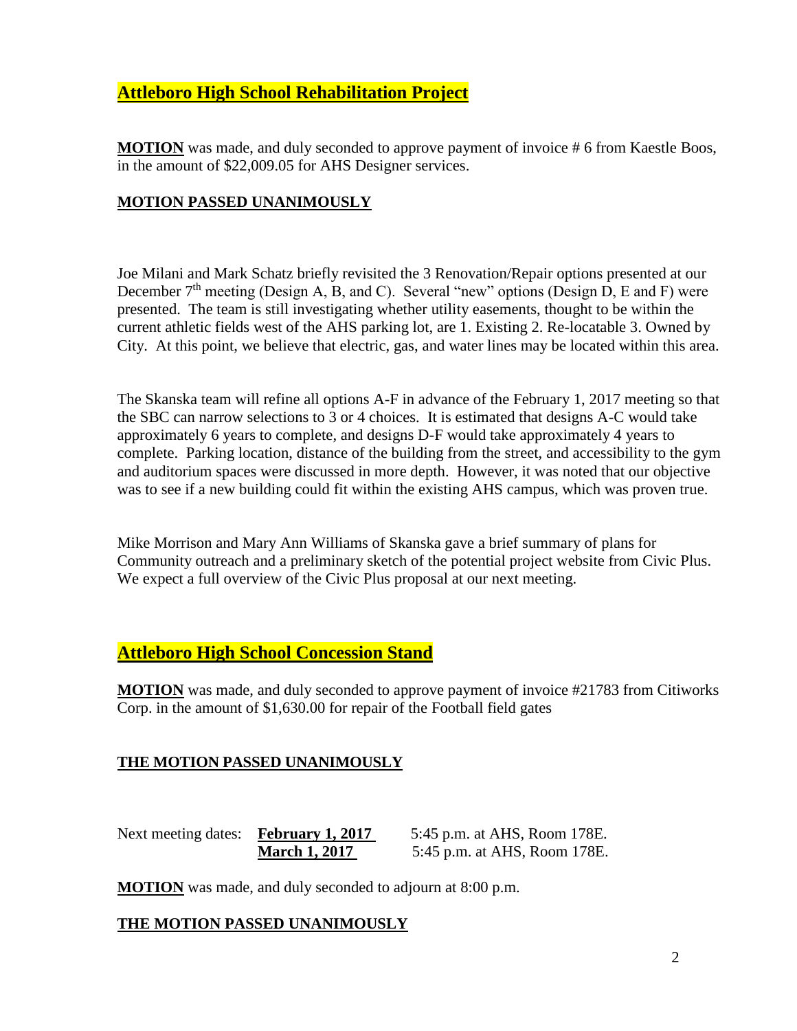## Attleboro High School Rehabilitation Project

**MOTION** was made, and duly seconded to approve payment of invoice # 6 from Kaestle Boos, in the amount of $22,009.05 for AHS Designer services.

**MOTION PASSED UNANIMOUSLY**

Joe Milani and Mark Schatz briefly revisited the 3 Renovation/Repair options presented at our December 7th meeting (Design A, B, and C). Several "new" options (Design D, E and F) were presented. The team is still investigating whether utility easements, thought to be within the current athletic fields west of the AHS parking lot, are 1. Existing 2. Re-locatable 3. Owned by City. At this point, we believe that electric, gas, and water lines may be located within this area.

The Skanska team will refine all options A-F in advance of the February 1, 2017 meeting so that the SBC can narrow selections to 3 or 4 choices. It is estimated that designs A-C would take approximately 6 years to complete, and designs D-F would take approximately 4 years to complete. Parking location, distance of the building from the street, and accessibility to the gym and auditorium spaces were discussed in more depth. However, it was noted that our objective was to see if a new building could fit within the existing AHS campus, which was proven true.

Mike Morrison and Mary Ann Williams of Skanska gave a brief summary of plans for Community outreach and a preliminary sketch of the potential project website from Civic Plus. We expect a full overview of the Civic Plus proposal at our next meeting.

## Attleboro High School Concession Stand

**MOTION** was made, and duly seconded to approve payment of invoice #21783 from Citiworks Corp. in the amount of $1,630.00 for repair of the Football field gates

**THE MOTION PASSED UNANIMOUSLY**

Next meeting dates: **February 1, 2017** 5:45 p.m. at AHS, Room 178E.
**March 1, 2017** 5:45 p.m. at AHS, Room 178E.

**MOTION** was made, and duly seconded to adjourn at 8:00 p.m.

**THE MOTION PASSED UNANIMOUSLY**